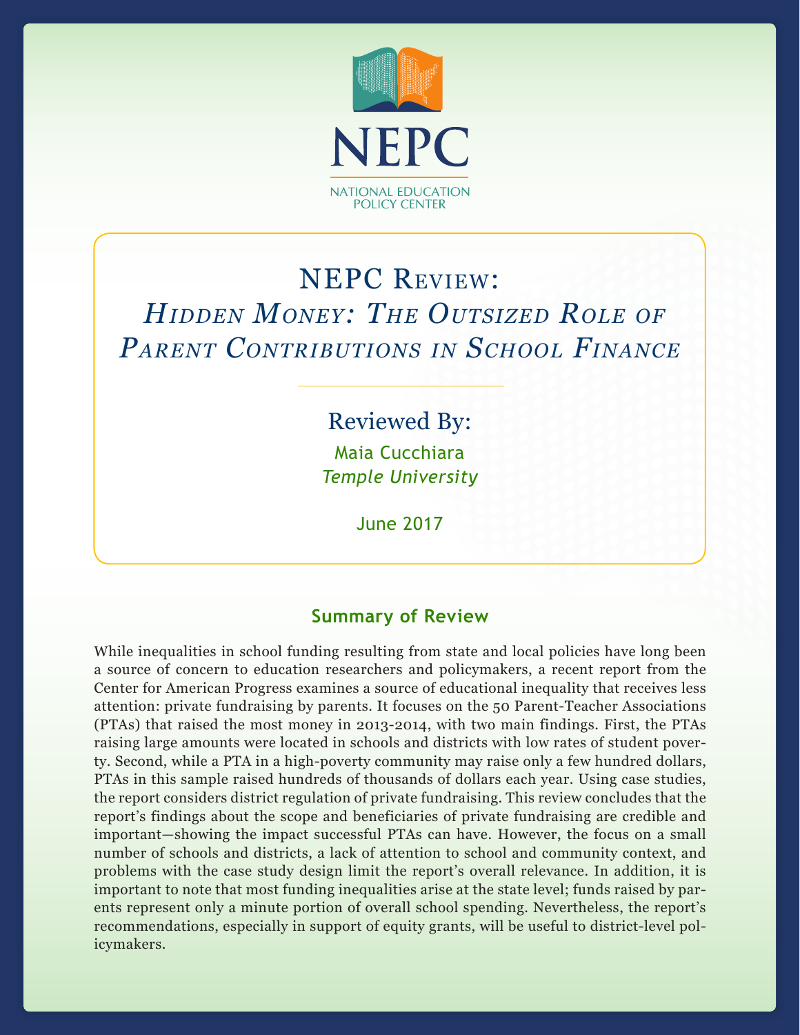NEPC

NATIONAL EDUCATION POLICY CENTER

# NEPC Review: *Hidden Money: The Outsized Role of Parent Contributions in School Finance*

Reviewed By:

Maia Cucchiara

*Temple University*

June 2017

## Summary of Review

While inequalities in school funding resulting from state and local policies have long been a source of concern to education researchers and policymakers, a recent report from the Center for American Progress examines a source of educational inequality that receives less attention: private fundraising by parents. It focuses on the 50 Parent-Teacher Associations (PTAs) that raised the most money in 2013-2014, with two main findings. First, the PTAs raising large amounts were located in schools and districts with low rates of student poverty. Second, while a PTA in a high-poverty community may raise only a few hundred dollars, PTAs in this sample raised hundreds of thousands of dollars each year. Using case studies, the report considers district regulation of private fundraising. This review concludes that the report's findings about the scope and beneficiaries of private fundraising are credible and important—showing the impact successful PTAs can have. However, the focus on a small number of schools and districts, a lack of attention to school and community context, and problems with the case study design limit the report's overall relevance. In addition, it is important to note that most funding inequalities arise at the state level; funds raised by parents represent only a minute portion of overall school spending. Nevertheless, the report's recommendations, especially in support of equity grants, will be useful to district-level policymakers.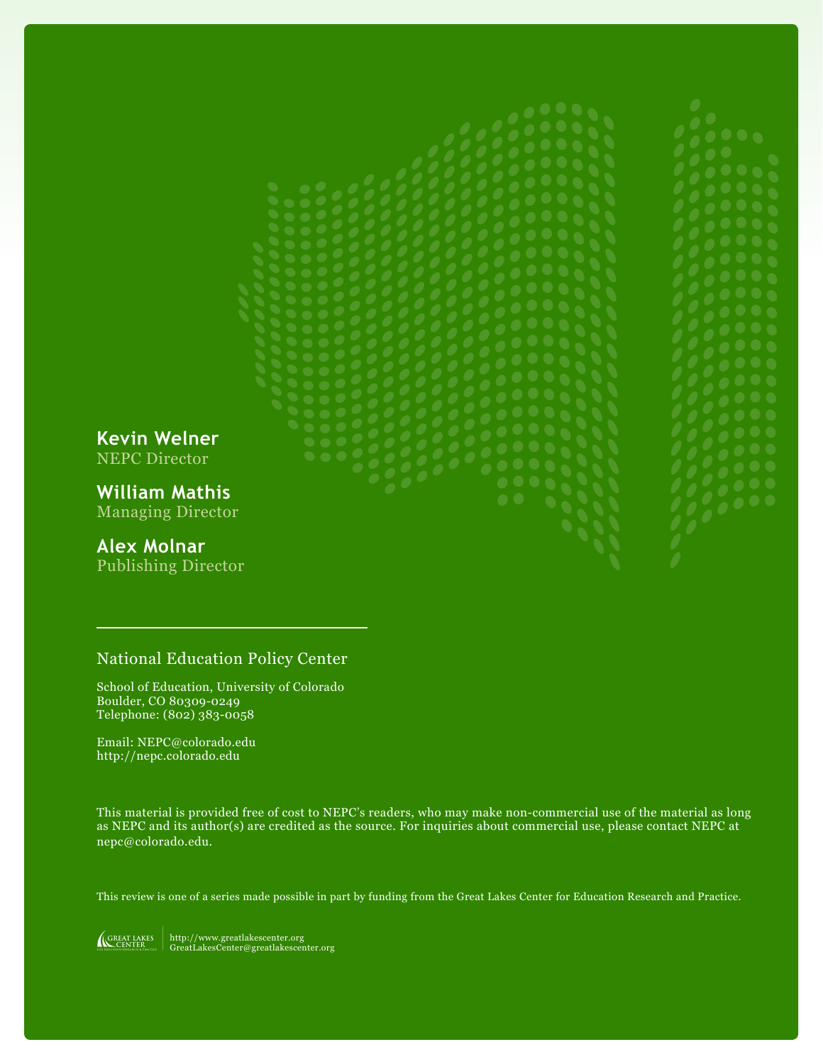**Kevin Welner**
NEPC Director

**William Mathis**
Managing Director

**Alex Molnar**
Publishing Director

---

National Education Policy Center

School of Education, University of Colorado
Boulder, CO 80309-0249
Telephone: (802) 383-0058

Email: NEPC@colorado.edu
http://nepc.colorado.edu

This material is provided free of cost to NEPC's readers, who may make non-commercial use of the material as long as NEPC and its author(s) are credited as the source. For inquiries about commercial use, please contact NEPC at nepc@colorado.edu.

This review is one of a series made possible in part by funding from the Great Lakes Center for Education Research and Practice.

GREAT LAKES CENTER For Education Research & Practice | http://www.greatlakescenter.org
GreatLakesCenter@greatlakescenter.org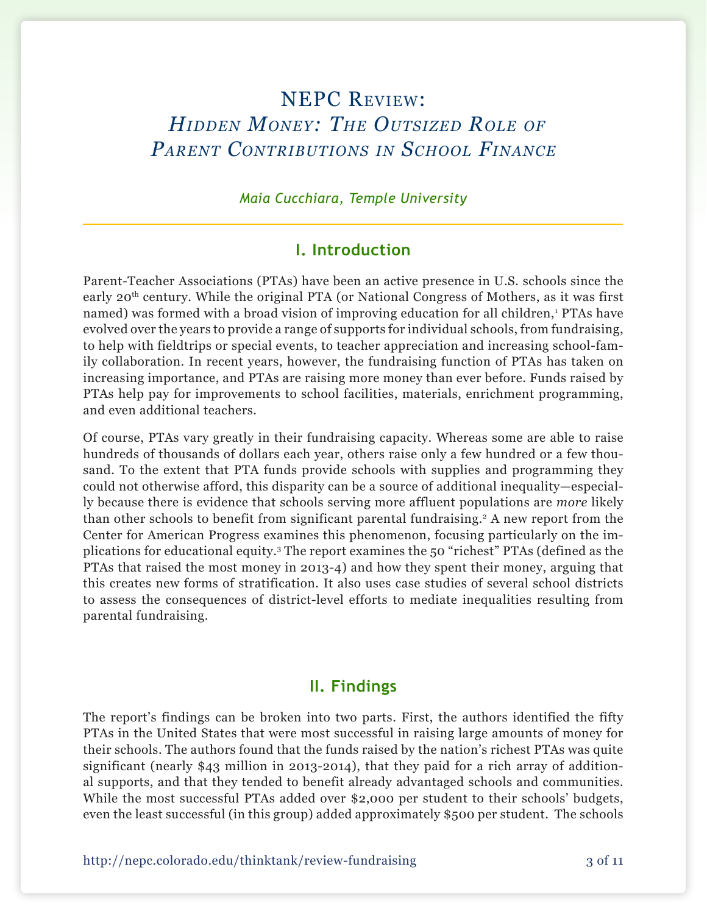# NEPC Review: *Hidden Money: The Outsized Role of Parent Contributions in School Finance*

*Maia Cucchiara, Temple University*

## I. Introduction

Parent-Teacher Associations (PTAs) have been an active presence in U.S. schools since the early 20th century. While the original PTA (or National Congress of Mothers, as it was first named) was formed with a broad vision of improving education for all children,[1] PTAs have evolved over the years to provide a range of supports for individual schools, from fundraising, to help with fieldtrips or special events, to teacher appreciation and increasing school-family collaboration. In recent years, however, the fundraising function of PTAs has taken on increasing importance, and PTAs are raising more money than ever before. Funds raised by PTAs help pay for improvements to school facilities, materials, enrichment programming, and even additional teachers.

Of course, PTAs vary greatly in their fundraising capacity. Whereas some are able to raise hundreds of thousands of dollars each year, others raise only a few hundred or a few thousand. To the extent that PTA funds provide schools with supplies and programming they could not otherwise afford, this disparity can be a source of additional inequality—especially because there is evidence that schools serving more affluent populations are *more* likely than other schools to benefit from significant parental fundraising.[2] A new report from the Center for American Progress examines this phenomenon, focusing particularly on the implications for educational equity.[3] The report examines the 50 "richest" PTAs (defined as the PTAs that raised the most money in 2013-4) and how they spent their money, arguing that this creates new forms of stratification. It also uses case studies of several school districts to assess the consequences of district-level efforts to mediate inequalities resulting from parental fundraising.

## II. Findings

The report's findings can be broken into two parts. First, the authors identified the fifty PTAs in the United States that were most successful in raising large amounts of money for their schools. The authors found that the funds raised by the nation's richest PTAs was quite significant (nearly $43 million in 2013-2014), that they paid for a rich array of additional supports, and that they tended to benefit already advantaged schools and communities. While the most successful PTAs added over $2,000 per student to their schools' budgets, even the least successful (in this group) added approximately $500 per student. The schools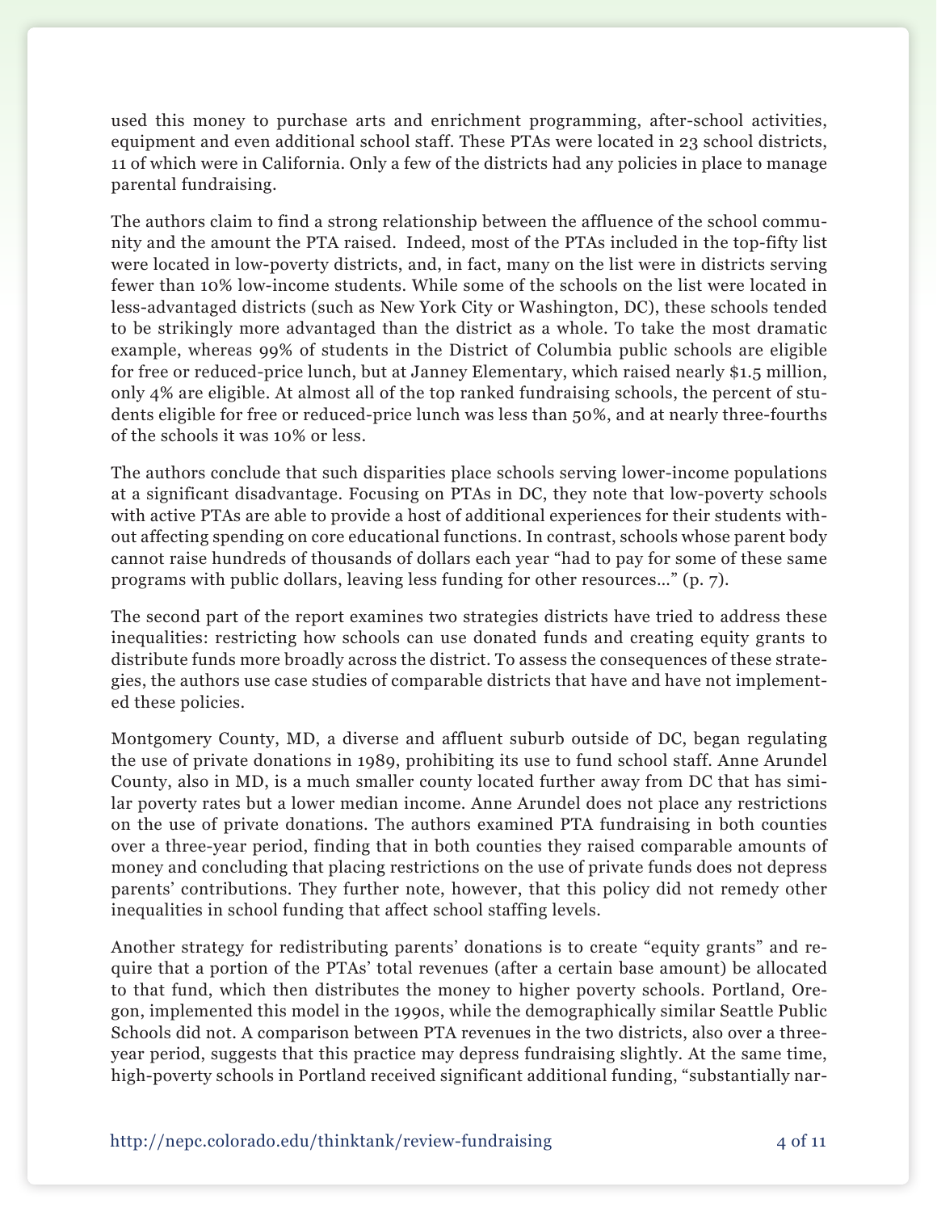used this money to purchase arts and enrichment programming, after-school activities, equipment and even additional school staff. These PTAs were located in 23 school districts, 11 of which were in California. Only a few of the districts had any policies in place to manage parental fundraising.

The authors claim to find a strong relationship between the affluence of the school community and the amount the PTA raised. Indeed, most of the PTAs included in the top-fifty list were located in low-poverty districts, and, in fact, many on the list were in districts serving fewer than 10% low-income students. While some of the schools on the list were located in less-advantaged districts (such as New York City or Washington, DC), these schools tended to be strikingly more advantaged than the district as a whole. To take the most dramatic example, whereas 99% of students in the District of Columbia public schools are eligible for free or reduced-price lunch, but at Janney Elementary, which raised nearly $1.5 million, only 4% are eligible. At almost all of the top ranked fundraising schools, the percent of students eligible for free or reduced-price lunch was less than 50%, and at nearly three-fourths of the schools it was 10% or less.

The authors conclude that such disparities place schools serving lower-income populations at a significant disadvantage. Focusing on PTAs in DC, they note that low-poverty schools with active PTAs are able to provide a host of additional experiences for their students without affecting spending on core educational functions. In contrast, schools whose parent body cannot raise hundreds of thousands of dollars each year "had to pay for some of these same programs with public dollars, leaving less funding for other resources…" (p. 7).

The second part of the report examines two strategies districts have tried to address these inequalities: restricting how schools can use donated funds and creating equity grants to distribute funds more broadly across the district. To assess the consequences of these strategies, the authors use case studies of comparable districts that have and have not implemented these policies.

Montgomery County, MD, a diverse and affluent suburb outside of DC, began regulating the use of private donations in 1989, prohibiting its use to fund school staff. Anne Arundel County, also in MD, is a much smaller county located further away from DC that has similar poverty rates but a lower median income. Anne Arundel does not place any restrictions on the use of private donations. The authors examined PTA fundraising in both counties over a three-year period, finding that in both counties they raised comparable amounts of money and concluding that placing restrictions on the use of private funds does not depress parents' contributions. They further note, however, that this policy did not remedy other inequalities in school funding that affect school staffing levels.

Another strategy for redistributing parents' donations is to create "equity grants" and require that a portion of the PTAs' total revenues (after a certain base amount) be allocated to that fund, which then distributes the money to higher poverty schools. Portland, Oregon, implemented this model in the 1990s, while the demographically similar Seattle Public Schools did not. A comparison between PTA revenues in the two districts, also over a three-year period, suggests that this practice may depress fundraising slightly. At the same time, high-poverty schools in Portland received significant additional funding, "substantially nar-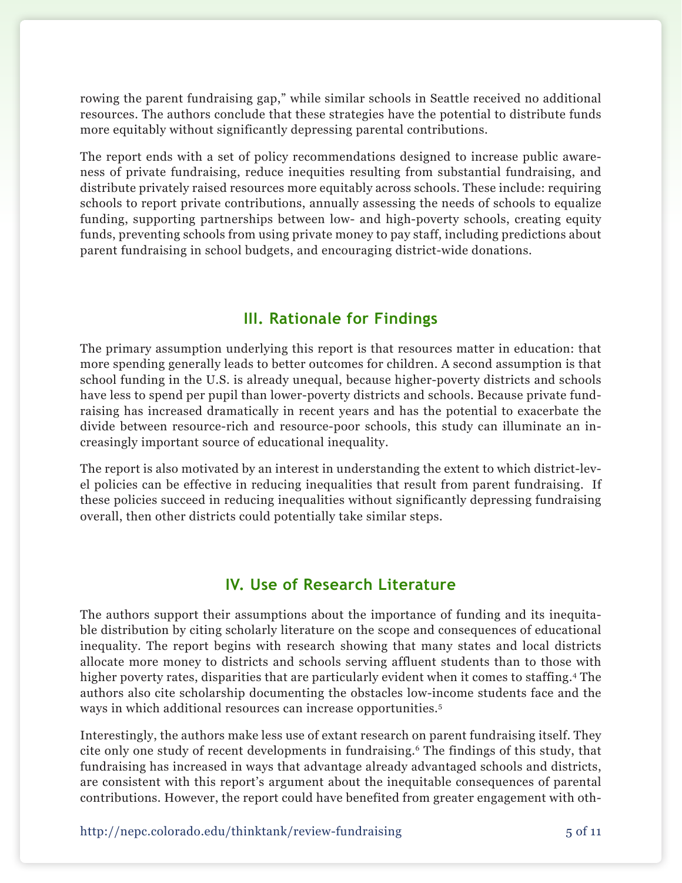rowing the parent fundraising gap," while similar schools in Seattle received no additional resources. The authors conclude that these strategies have the potential to distribute funds more equitably without significantly depressing parental contributions.

The report ends with a set of policy recommendations designed to increase public awareness of private fundraising, reduce inequities resulting from substantial fundraising, and distribute privately raised resources more equitably across schools. These include: requiring schools to report private contributions, annually assessing the needs of schools to equalize funding, supporting partnerships between low- and high-poverty schools, creating equity funds, preventing schools from using private money to pay staff, including predictions about parent fundraising in school budgets, and encouraging district-wide donations.

## III. Rationale for Findings

The primary assumption underlying this report is that resources matter in education: that more spending generally leads to better outcomes for children. A second assumption is that school funding in the U.S. is already unequal, because higher-poverty districts and schools have less to spend per pupil than lower-poverty districts and schools. Because private fundraising has increased dramatically in recent years and has the potential to exacerbate the divide between resource-rich and resource-poor schools, this study can illuminate an increasingly important source of educational inequality.

The report is also motivated by an interest in understanding the extent to which district-level policies can be effective in reducing inequalities that result from parent fundraising. If these policies succeed in reducing inequalities without significantly depressing fundraising overall, then other districts could potentially take similar steps.

## IV. Use of Research Literature

The authors support their assumptions about the importance of funding and its inequitable distribution by citing scholarly literature on the scope and consequences of educational inequality. The report begins with research showing that many states and local districts allocate more money to districts and schools serving affluent students than to those with higher poverty rates, disparities that are particularly evident when it comes to staffing.[4] The authors also cite scholarship documenting the obstacles low-income students face and the ways in which additional resources can increase opportunities.[5]

Interestingly, the authors make less use of extant research on parent fundraising itself. They cite only one study of recent developments in fundraising.[6] The findings of this study, that fundraising has increased in ways that advantage already advantaged schools and districts, are consistent with this report's argument about the inequitable consequences of parental contributions. However, the report could have benefited from greater engagement with oth-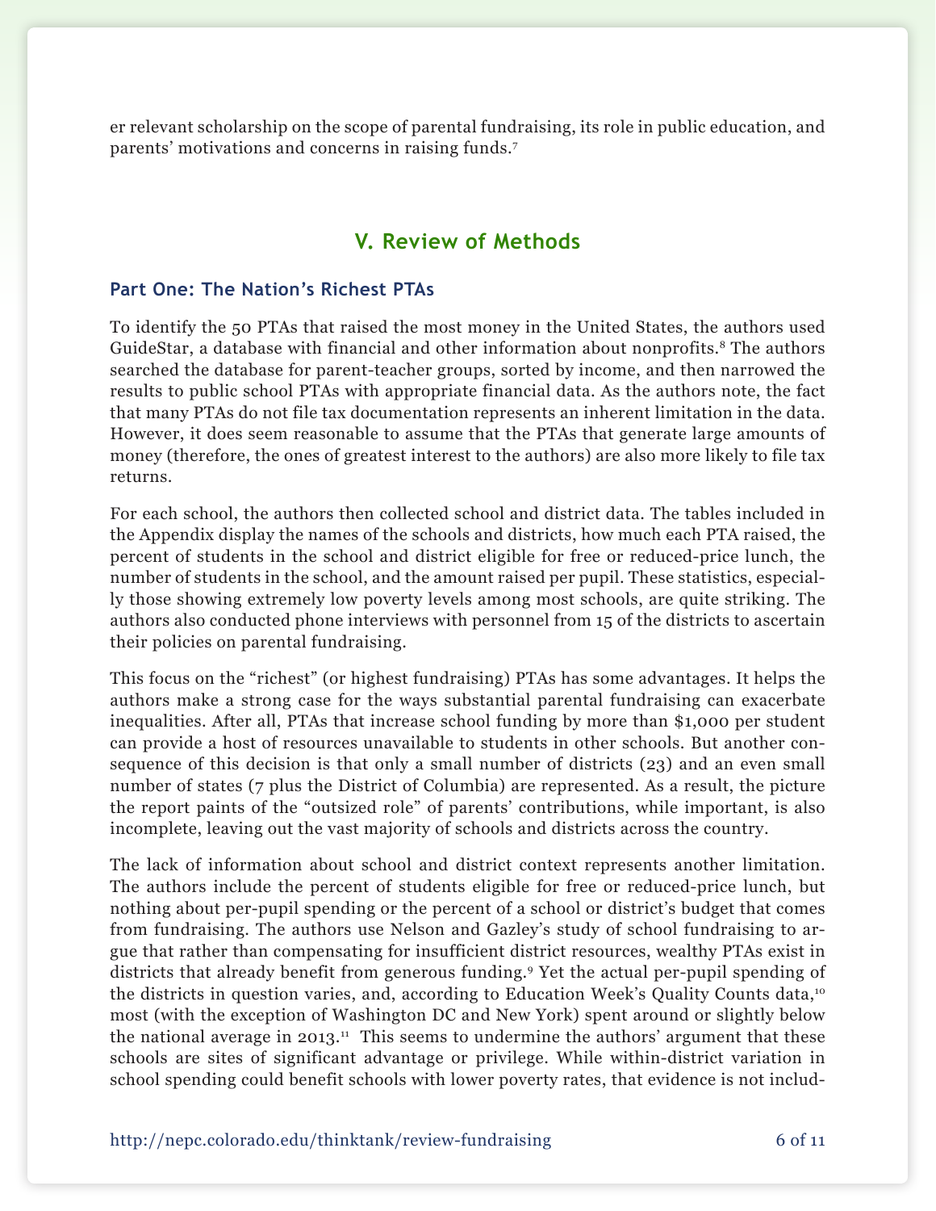er relevant scholarship on the scope of parental fundraising, its role in public education, and parents' motivations and concerns in raising funds.[7]

## V. Review of Methods

### Part One: The Nation's Richest PTAs

To identify the 50 PTAs that raised the most money in the United States, the authors used GuideStar, a database with financial and other information about nonprofits.[8] The authors searched the database for parent-teacher groups, sorted by income, and then narrowed the results to public school PTAs with appropriate financial data. As the authors note, the fact that many PTAs do not file tax documentation represents an inherent limitation in the data. However, it does seem reasonable to assume that the PTAs that generate large amounts of money (therefore, the ones of greatest interest to the authors) are also more likely to file tax returns.

For each school, the authors then collected school and district data. The tables included in the Appendix display the names of the schools and districts, how much each PTA raised, the percent of students in the school and district eligible for free or reduced-price lunch, the number of students in the school, and the amount raised per pupil. These statistics, especially those showing extremely low poverty levels among most schools, are quite striking. The authors also conducted phone interviews with personnel from 15 of the districts to ascertain their policies on parental fundraising.

This focus on the "richest" (or highest fundraising) PTAs has some advantages. It helps the authors make a strong case for the ways substantial parental fundraising can exacerbate inequalities. After all, PTAs that increase school funding by more than $1,000 per student can provide a host of resources unavailable to students in other schools. But another consequence of this decision is that only a small number of districts (23) and an even small number of states (7 plus the District of Columbia) are represented. As a result, the picture the report paints of the "outsized role" of parents' contributions, while important, is also incomplete, leaving out the vast majority of schools and districts across the country.

The lack of information about school and district context represents another limitation. The authors include the percent of students eligible for free or reduced-price lunch, but nothing about per-pupil spending or the percent of a school or district's budget that comes from fundraising. The authors use Nelson and Gazley's study of school fundraising to argue that rather than compensating for insufficient district resources, wealthy PTAs exist in districts that already benefit from generous funding.[9] Yet the actual per-pupil spending of the districts in question varies, and, according to Education Week's Quality Counts data,[10] most (with the exception of Washington DC and New York) spent around or slightly below the national average in 2013.[11] This seems to undermine the authors' argument that these schools are sites of significant advantage or privilege. While within-district variation in school spending could benefit schools with lower poverty rates, that evidence is not includ-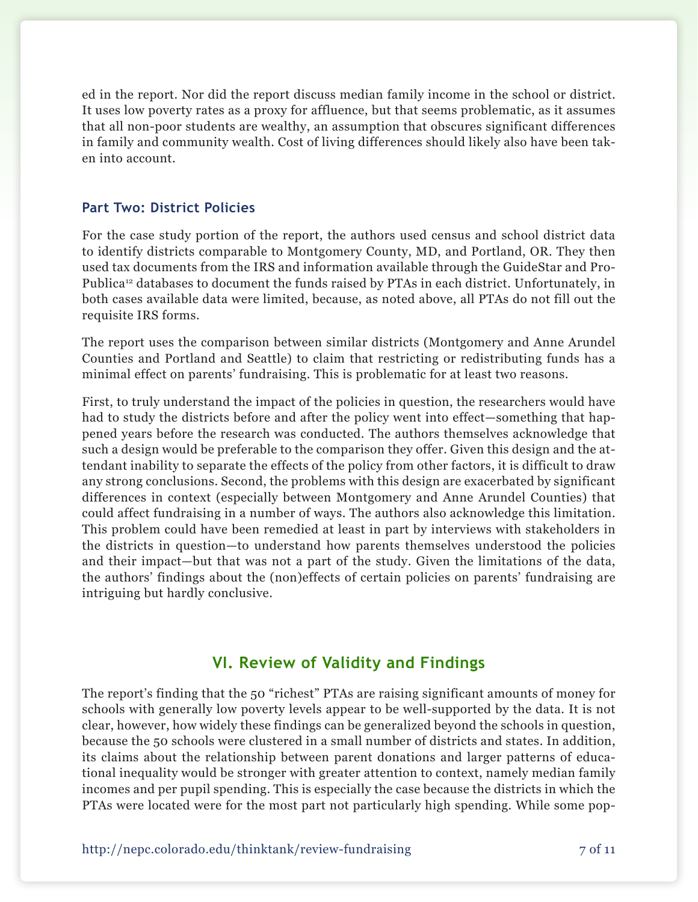ed in the report. Nor did the report discuss median family income in the school or district. It uses low poverty rates as a proxy for affluence, but that seems problematic, as it assumes that all non-poor students are wealthy, an assumption that obscures significant differences in family and community wealth. Cost of living differences should likely also have been taken into account.

### Part Two: District Policies

For the case study portion of the report, the authors used census and school district data to identify districts comparable to Montgomery County, MD, and Portland, OR. They then used tax documents from the IRS and information available through the GuideStar and ProPublica[12] databases to document the funds raised by PTAs in each district. Unfortunately, in both cases available data were limited, because, as noted above, all PTAs do not fill out the requisite IRS forms.

The report uses the comparison between similar districts (Montgomery and Anne Arundel Counties and Portland and Seattle) to claim that restricting or redistributing funds has a minimal effect on parents' fundraising. This is problematic for at least two reasons.

First, to truly understand the impact of the policies in question, the researchers would have had to study the districts before and after the policy went into effect—something that happened years before the research was conducted. The authors themselves acknowledge that such a design would be preferable to the comparison they offer. Given this design and the attendant inability to separate the effects of the policy from other factors, it is difficult to draw any strong conclusions. Second, the problems with this design are exacerbated by significant differences in context (especially between Montgomery and Anne Arundel Counties) that could affect fundraising in a number of ways. The authors also acknowledge this limitation. This problem could have been remedied at least in part by interviews with stakeholders in the districts in question—to understand how parents themselves understood the policies and their impact—but that was not a part of the study. Given the limitations of the data, the authors' findings about the (non)effects of certain policies on parents' fundraising are intriguing but hardly conclusive.

## VI. Review of Validity and Findings

The report's finding that the 50 "richest" PTAs are raising significant amounts of money for schools with generally low poverty levels appear to be well-supported by the data. It is not clear, however, how widely these findings can be generalized beyond the schools in question, because the 50 schools were clustered in a small number of districts and states. In addition, its claims about the relationship between parent donations and larger patterns of educational inequality would be stronger with greater attention to context, namely median family incomes and per pupil spending. This is especially the case because the districts in which the PTAs were located were for the most part not particularly high spending. While some pop-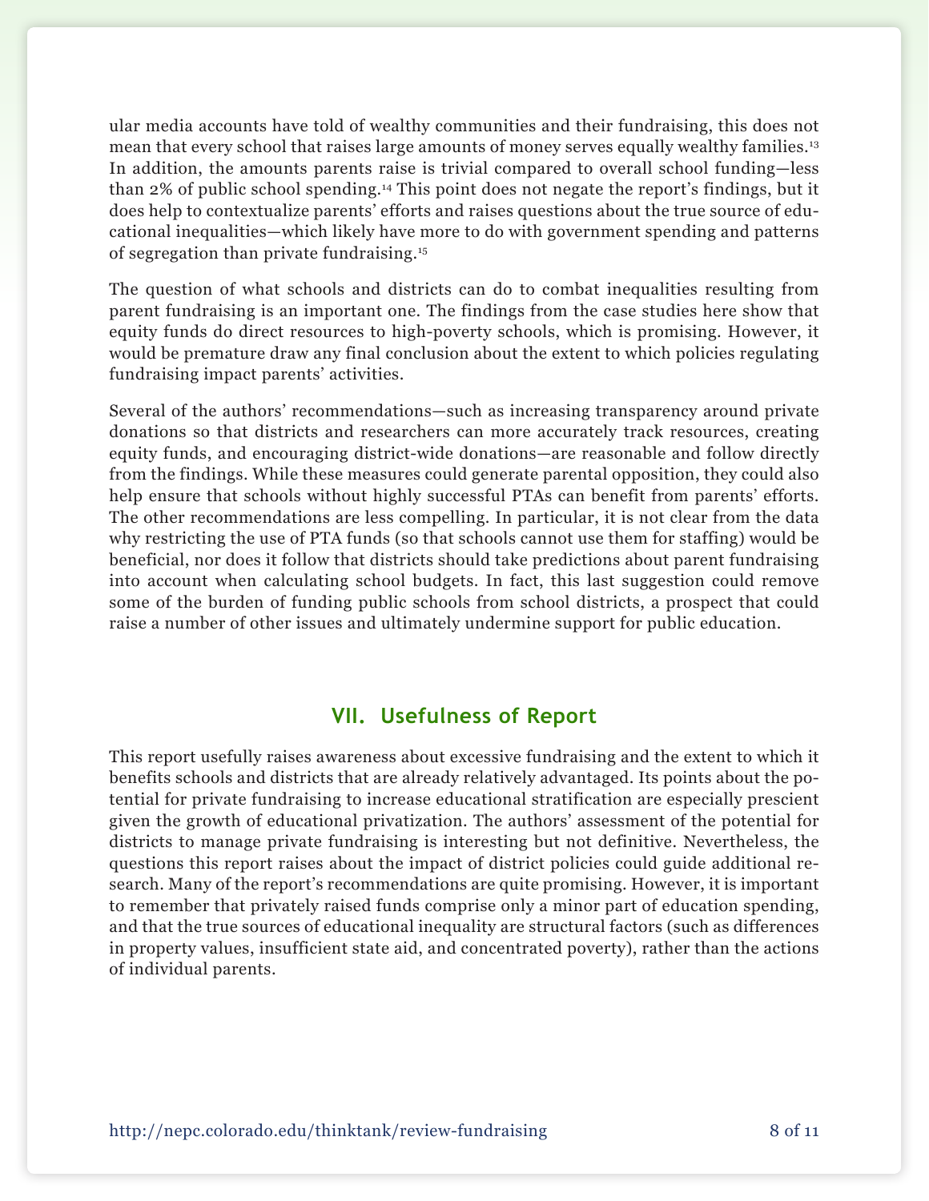ular media accounts have told of wealthy communities and their fundraising, this does not mean that every school that raises large amounts of money serves equally wealthy families.[13] In addition, the amounts parents raise is trivial compared to overall school funding—less than 2% of public school spending.[14] This point does not negate the report's findings, but it does help to contextualize parents' efforts and raises questions about the true source of educational inequalities—which likely have more to do with government spending and patterns of segregation than private fundraising.[15]

The question of what schools and districts can do to combat inequalities resulting from parent fundraising is an important one. The findings from the case studies here show that equity funds do direct resources to high-poverty schools, which is promising. However, it would be premature draw any final conclusion about the extent to which policies regulating fundraising impact parents' activities.

Several of the authors' recommendations—such as increasing transparency around private donations so that districts and researchers can more accurately track resources, creating equity funds, and encouraging district-wide donations—are reasonable and follow directly from the findings. While these measures could generate parental opposition, they could also help ensure that schools without highly successful PTAs can benefit from parents' efforts. The other recommendations are less compelling. In particular, it is not clear from the data why restricting the use of PTA funds (so that schools cannot use them for staffing) would be beneficial, nor does it follow that districts should take predictions about parent fundraising into account when calculating school budgets. In fact, this last suggestion could remove some of the burden of funding public schools from school districts, a prospect that could raise a number of other issues and ultimately undermine support for public education.

## VII. Usefulness of Report

This report usefully raises awareness about excessive fundraising and the extent to which it benefits schools and districts that are already relatively advantaged. Its points about the potential for private fundraising to increase educational stratification are especially prescient given the growth of educational privatization. The authors' assessment of the potential for districts to manage private fundraising is interesting but not definitive. Nevertheless, the questions this report raises about the impact of district policies could guide additional research. Many of the report's recommendations are quite promising. However, it is important to remember that privately raised funds comprise only a minor part of education spending, and that the true sources of educational inequality are structural factors (such as differences in property values, insufficient state aid, and concentrated poverty), rather than the actions of individual parents.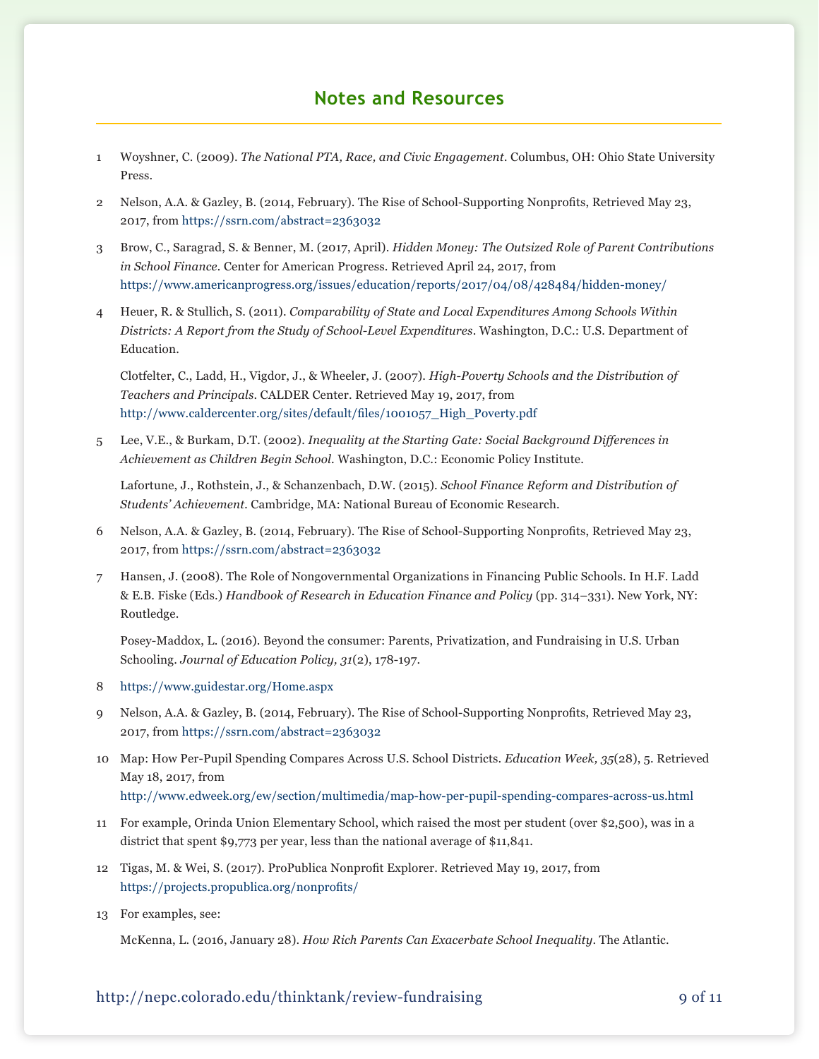## Notes and Resources

1 Woyshner, C. (2009). *The National PTA, Race, and Civic Engagement*. Columbus, OH: Ohio State University Press.

2 Nelson, A.A. & Gazley, B. (2014, February). The Rise of School-Supporting Nonprofits, Retrieved May 23, 2017, from https://ssrn.com/abstract=2363032

3 Brow, C., Saragrad, S. & Benner, M. (2017, April). *Hidden Money: The Outsized Role of Parent Contributions in School Finance*. Center for American Progress. Retrieved April 24, 2017, from https://www.americanprogress.org/issues/education/reports/2017/04/08/428484/hidden-money/

4 Heuer, R. & Stullich, S. (2011). *Comparability of State and Local Expenditures Among Schools Within Districts: A Report from the Study of School-Level Expenditures*. Washington, D.C.: U.S. Department of Education.

Clotfelter, C., Ladd, H., Vigdor, J., & Wheeler, J. (2007). *High-Poverty Schools and the Distribution of Teachers and Principals*. CALDER Center. Retrieved May 19, 2017, from http://www.caldercenter.org/sites/default/files/1001057_High_Poverty.pdf

5 Lee, V.E., & Burkam, D.T. (2002). *Inequality at the Starting Gate: Social Background Differences in Achievement as Children Begin School*. Washington, D.C.: Economic Policy Institute.

Lafortune, J., Rothstein, J., & Schanzenbach, D.W. (2015). *School Finance Reform and Distribution of Students' Achievement*. Cambridge, MA: National Bureau of Economic Research.

6 Nelson, A.A. & Gazley, B. (2014, February). The Rise of School-Supporting Nonprofits, Retrieved May 23, 2017, from https://ssrn.com/abstract=2363032

7 Hansen, J. (2008). The Role of Nongovernmental Organizations in Financing Public Schools. In H.F. Ladd & E.B. Fiske (Eds.) *Handbook of Research in Education Finance and Policy* (pp. 314–331). New York, NY: Routledge.

Posey-Maddox, L. (2016). Beyond the consumer: Parents, Privatization, and Fundraising in U.S. Urban Schooling. *Journal of Education Policy, 31*(2), 178-197.

8 https://www.guidestar.org/Home.aspx

9 Nelson, A.A. & Gazley, B. (2014, February). The Rise of School-Supporting Nonprofits, Retrieved May 23, 2017, from https://ssrn.com/abstract=2363032

10 Map: How Per-Pupil Spending Compares Across U.S. School Districts. *Education Week, 35*(28), 5. Retrieved May 18, 2017, from http://www.edweek.org/ew/section/multimedia/map-how-per-pupil-spending-compares-across-us.html

11 For example, Orinda Union Elementary School, which raised the most per student (over $2,500), was in a district that spent $9,773 per year, less than the national average of $11,841.

12 Tigas, M. & Wei, S. (2017). ProPublica Nonprofit Explorer. Retrieved May 19, 2017, from https://projects.propublica.org/nonprofits/

13 For examples, see:

McKenna, L. (2016, January 28). *How Rich Parents Can Exacerbate School Inequality*. The Atlantic.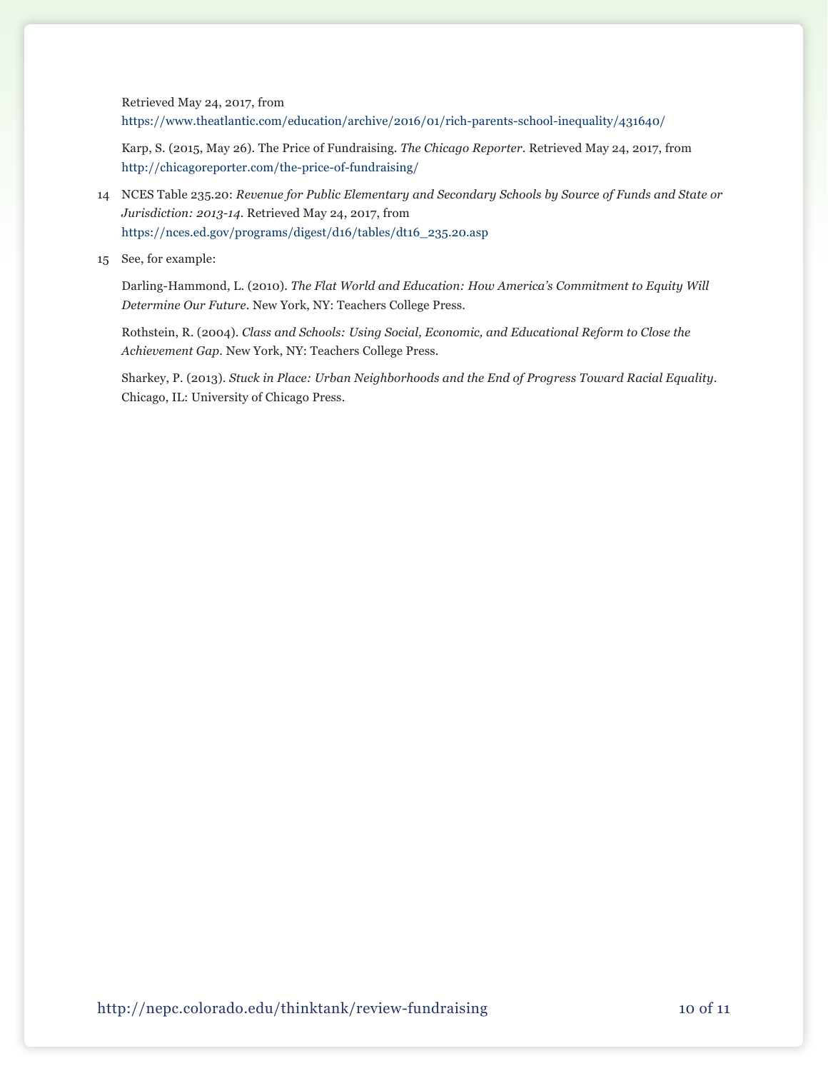Retrieved May 24, 2017, from https://www.theatlantic.com/education/archive/2016/01/rich-parents-school-inequality/431640/

Karp, S. (2015, May 26). The Price of Fundraising. *The Chicago Reporter*. Retrieved May 24, 2017, from http://chicagoreporter.com/the-price-of-fundraising/

14 NCES Table 235.20: *Revenue for Public Elementary and Secondary Schools by Source of Funds and State or Jurisdiction: 2013-14*. Retrieved May 24, 2017, from https://nces.ed.gov/programs/digest/d16/tables/dt16_235.20.asp

15 See, for example:

Darling-Hammond, L. (2010). *The Flat World and Education: How America's Commitment to Equity Will Determine Our Future*. New York, NY: Teachers College Press.

Rothstein, R. (2004). *Class and Schools: Using Social, Economic, and Educational Reform to Close the Achievement Gap*. New York, NY: Teachers College Press.

Sharkey, P. (2013). *Stuck in Place: Urban Neighborhoods and the End of Progress Toward Racial Equality*. Chicago, IL: University of Chicago Press.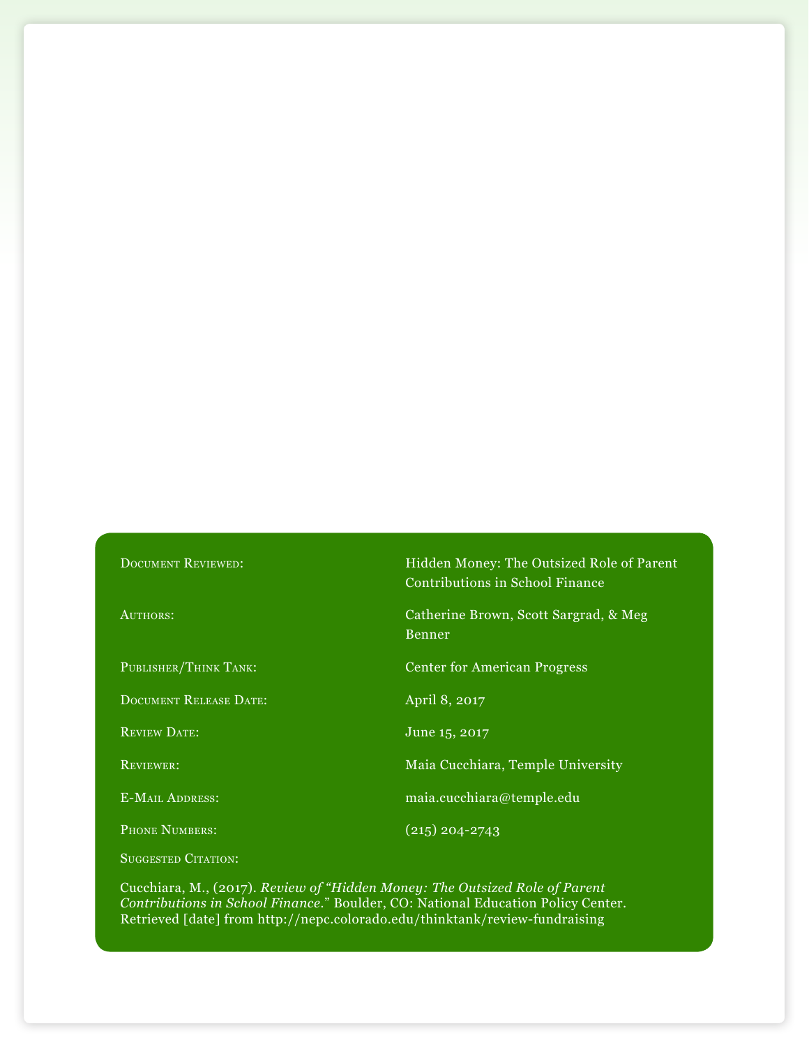| | |
|---|---|
| **Document Reviewed:** | Hidden Money: The Outsized Role of Parent Contributions in School Finance |
| **Authors:** | Catherine Brown, Scott Sargrad, & Meg Benner |
| **Publisher/Think Tank:** | Center for American Progress |
| **Document Release Date:** | April 8, 2017 |
| **Review Date:** | June 15, 2017 |
| **Reviewer:** | Maia Cucchiara, Temple University |
| **E-Mail Address:** | maia.cucchiara@temple.edu |
| **Phone Numbers:** | (215) 204-2743 |

**Suggested Citation:**

Cucchiara, M., (2017). *Review of "Hidden Money: The Outsized Role of Parent Contributions in School Finance."* Boulder, CO: National Education Policy Center. Retrieved [date] from http://nepc.colorado.edu/thinktank/review-fundraising